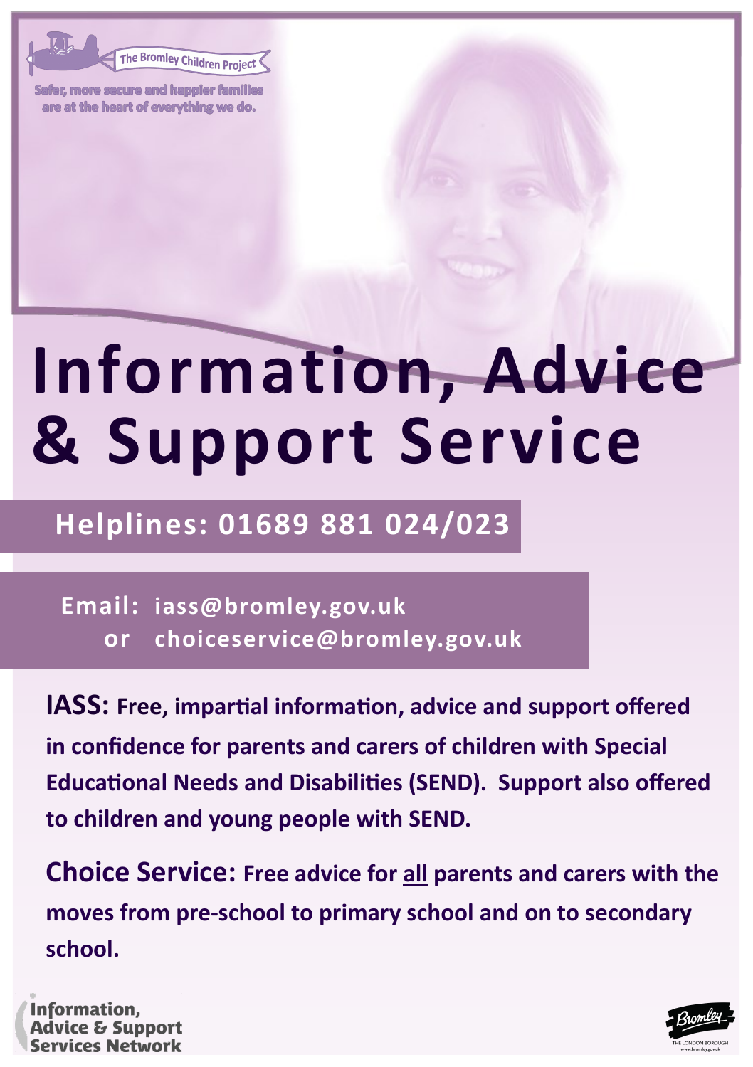The Bromley Children Project

Safer, more secure and happier families are at the heart of everything we do.

# Information, Advice & Support Service

## Helplines: 01689 881 024/023

**Email: iass@bromley.gov.uk**
**or choiceservice@bromley.gov.uk**

**IASS:** **Free, impartial information, advice and support offered in confidence for parents and carers of children with Special Educational Needs and Disabilities (SEND). Support also offered to children and young people with SEND.**

**Choice Service:** **Free advice for all parents and carers with the moves from pre-school to primary school and on to secondary school.**

Information, Advice & Support Services Network

Bromley THE LONDON BOROUGH www.bromley.gov.uk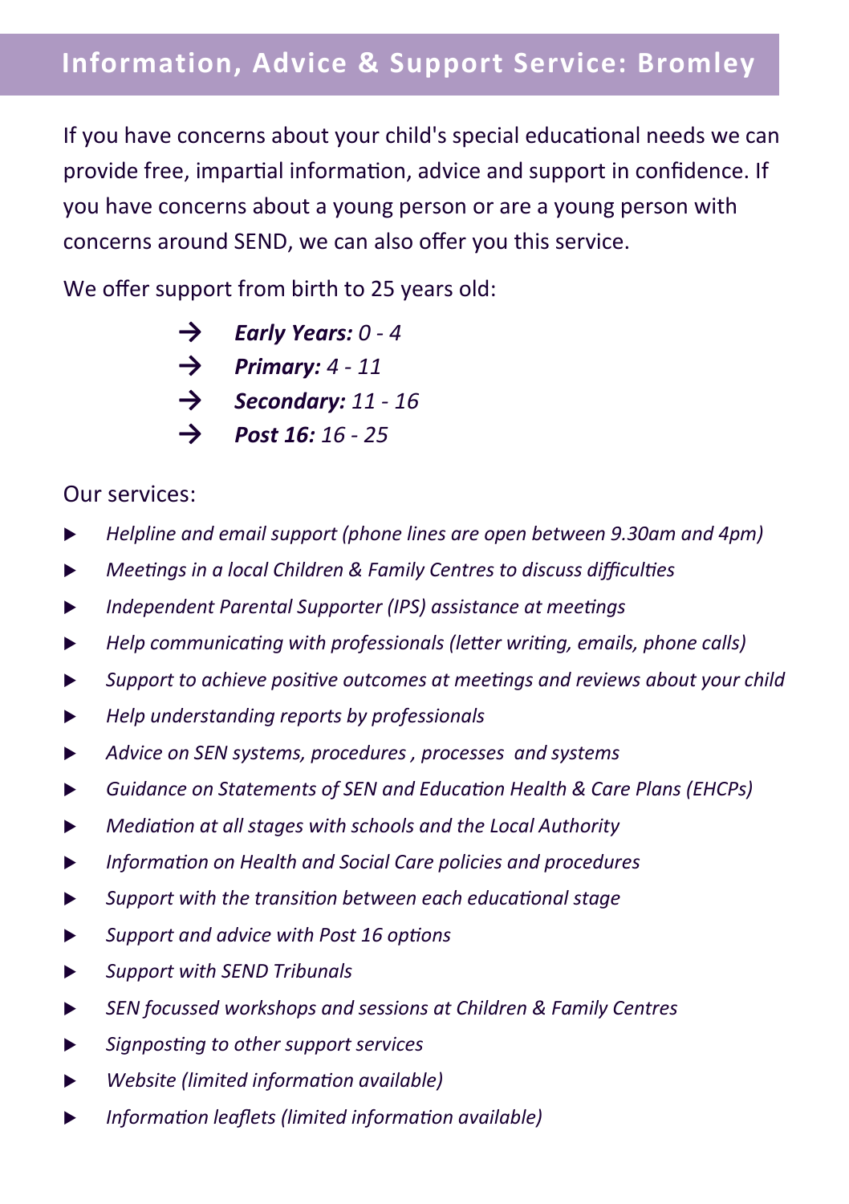## Information, Advice & Support Service: Bromley

If you have concerns about your child's special educational needs we can provide free, impartial information, advice and support in confidence. If you have concerns about a young person or are a young person with concerns around SEND, we can also offer you this service.

We offer support from birth to 25 years old:

- → ***Early Years:*** *0 - 4*
- → ***Primary:*** *4 - 11*
- → ***Secondary:*** *11 - 16*
- → ***Post 16:*** *16 - 25*

Our services:

- *Helpline and email support (phone lines are open between 9.30am and 4pm)*
- *Meetings in a local Children & Family Centres to discuss difficulties*
- *Independent Parental Supporter (IPS) assistance at meetings*
- *Help communicating with professionals (letter writing, emails, phone calls)*
- *Support to achieve positive outcomes at meetings and reviews about your child*
- *Help understanding reports by professionals*
- *Advice on SEN systems, procedures , processes and systems*
- *Guidance on Statements of SEN and Education Health & Care Plans (EHCPs)*
- *Mediation at all stages with schools and the Local Authority*
- *Information on Health and Social Care policies and procedures*
- *Support with the transition between each educational stage*
- *Support and advice with Post 16 options*
- *Support with SEND Tribunals*
- *SEN focussed workshops and sessions at Children & Family Centres*
- *Signposting to other support services*
- *Website (limited information available)*
- *Information leaflets (limited information available)*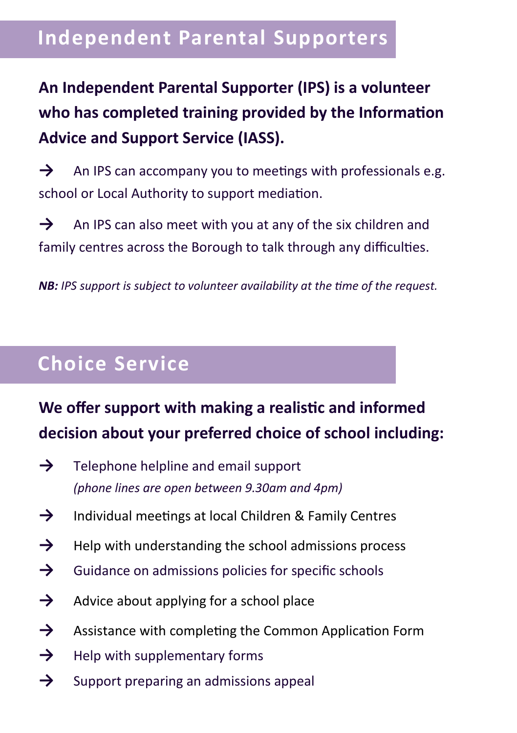# Independent Parental Supporters

**An Independent Parental Supporter (IPS) is a volunteer who has completed training provided by the Information Advice and Support Service (IASS).**

→ An IPS can accompany you to meetings with professionals e.g. school or Local Authority to support mediation.

→ An IPS can also meet with you at any of the six children and family centres across the Borough to talk through any difficulties.

***NB:** IPS support is subject to volunteer availability at the time of the request.*

# Choice Service

**We offer support with making a realistic and informed decision about your preferred choice of school including:**

- → Telephone helpline and email support *(phone lines are open between 9.30am and 4pm)*
- → Individual meetings at local Children & Family Centres
- → Help with understanding the school admissions process
- → Guidance on admissions policies for specific schools
- → Advice about applying for a school place
- → Assistance with completing the Common Application Form
- → Help with supplementary forms
- → Support preparing an admissions appeal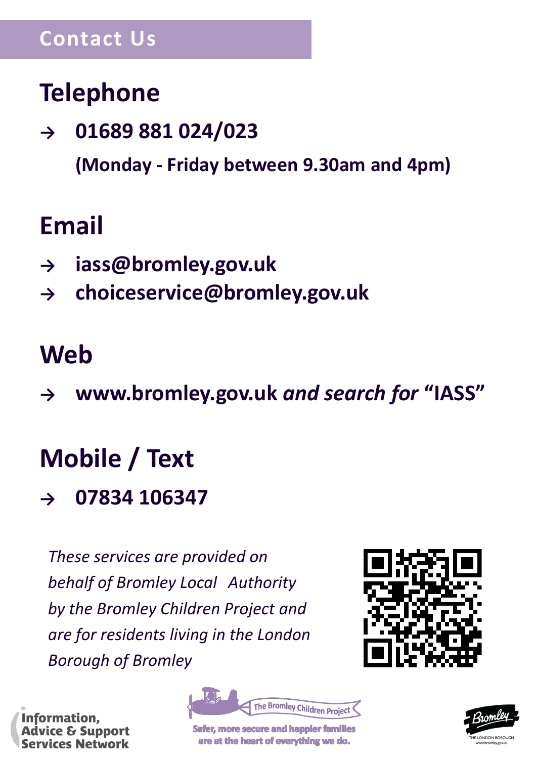# Contact Us

## Telephone

- **01689 881 024/023**

  **(Monday - Friday between 9.30am and 4pm)**

## Email

- **iass@bromley.gov.uk**
- **choiceservice@bromley.gov.uk**

## Web

- **www.bromley.gov.uk** ***and search for*** **"IASS"**

## Mobile / Text

- **07834 106347**

*These services are provided on behalf of Bromley Local Authority by the Bromley Children Project and are for residents living in the London Borough of Bromley*

Information, Advice & Support Services Network

The Bromley Children Project

Safer, more secure and happier families are at the heart of everything we do.

Bromley THE LONDON BOROUGH www.bromley.gov.uk